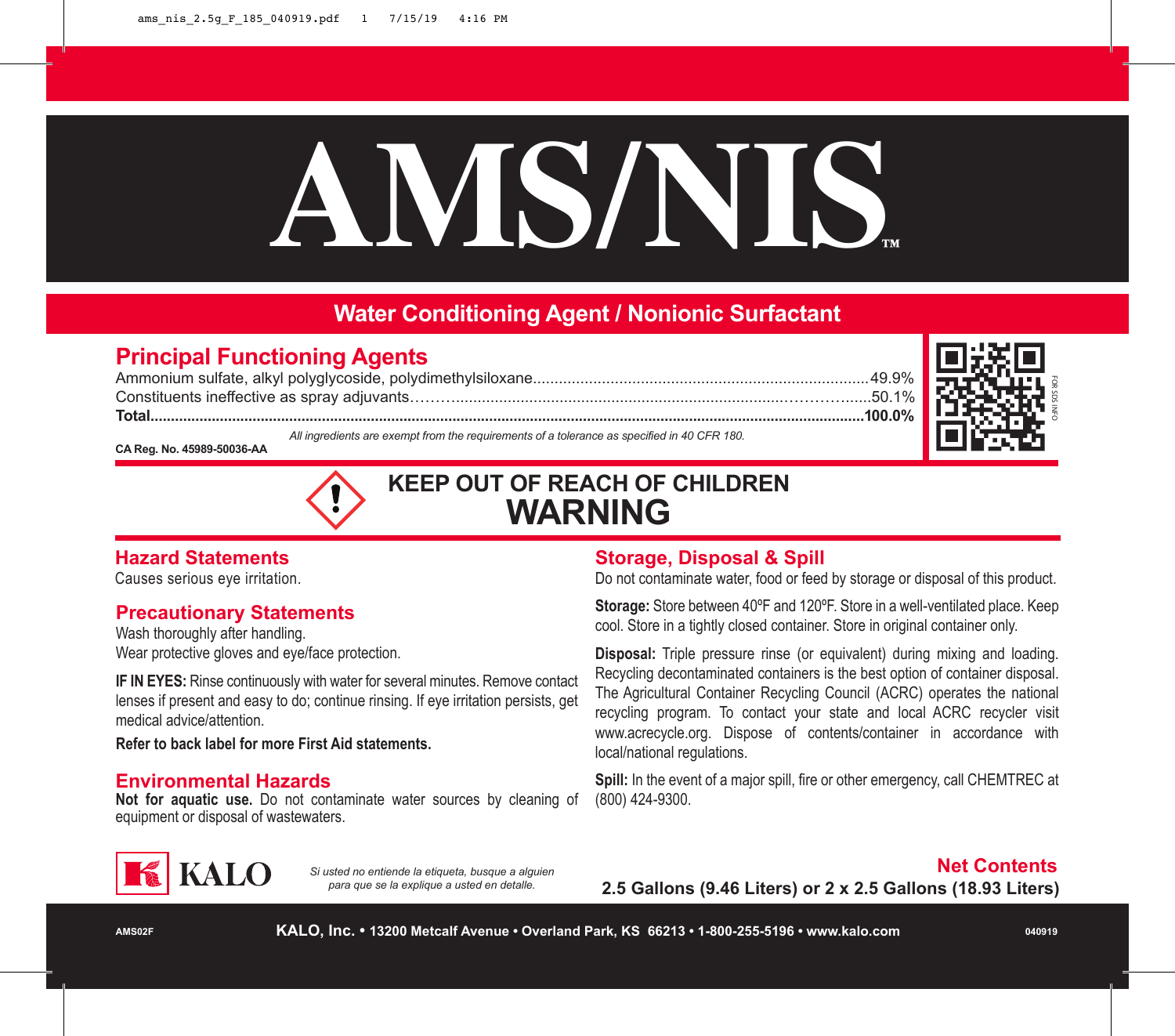# AMS/NIS™

## Water Conditioning Agent / Nonionic Surfactant

## Principal Functioning Agents

Ammonium sulfate, alkyl polyglycoside, polydimethylsiloxane.........49.9%
Constituents ineffective as spray adjuvants.........50.1%
**Total.........100.0%**

*All ingredients are exempt from the requirements of a tolerance as specified in 40 CFR 180.*

**CA Reg. No. 45989-50036-AA**

FOR SDS INFO

**KEEP OUT OF REACH OF CHILDREN**

# WARNING

## Hazard Statements

Causes serious eye irritation.

## Precautionary Statements

Wash thoroughly after handling.
Wear protective gloves and eye/face protection.

**IF IN EYES:** Rinse continuously with water for several minutes. Remove contact lenses if present and easy to do; continue rinsing. If eye irritation persists, get medical advice/attention.

**Refer to back label for more First Aid statements.**

## Environmental Hazards

**Not for aquatic use.** Do not contaminate water sources by cleaning of equipment or disposal of wastewaters.

## Storage, Disposal & Spill

Do not contaminate water, food or feed by storage or disposal of this product.

**Storage:** Store between 40ºF and 120ºF. Store in a well-ventilated place. Keep cool. Store in a tightly closed container. Store in original container only.

**Disposal:** Triple pressure rinse (or equivalent) during mixing and loading. Recycling decontaminated containers is the best option of container disposal. The Agricultural Container Recycling Council (ACRC) operates the national recycling program. To contact your state and local ACRC recycler visit www.acrecycle.org. Dispose of contents/container in accordance with local/national regulations.

**Spill:** In the event of a major spill, fire or other emergency, call CHEMTREC at (800) 424-9300.

KALO

*Si usted no entiende la etiqueta, busque a alguien para que se la explique a usted en detalle.*

## Net Contents

**2.5 Gallons (9.46 Liters) or 2 x 2.5 Gallons (18.93 Liters)**

AMS02F

**KALO, Inc. • 13200 Metcalf Avenue • Overland Park, KS 66213 • 1-800-255-5196 • www.kalo.com**

040919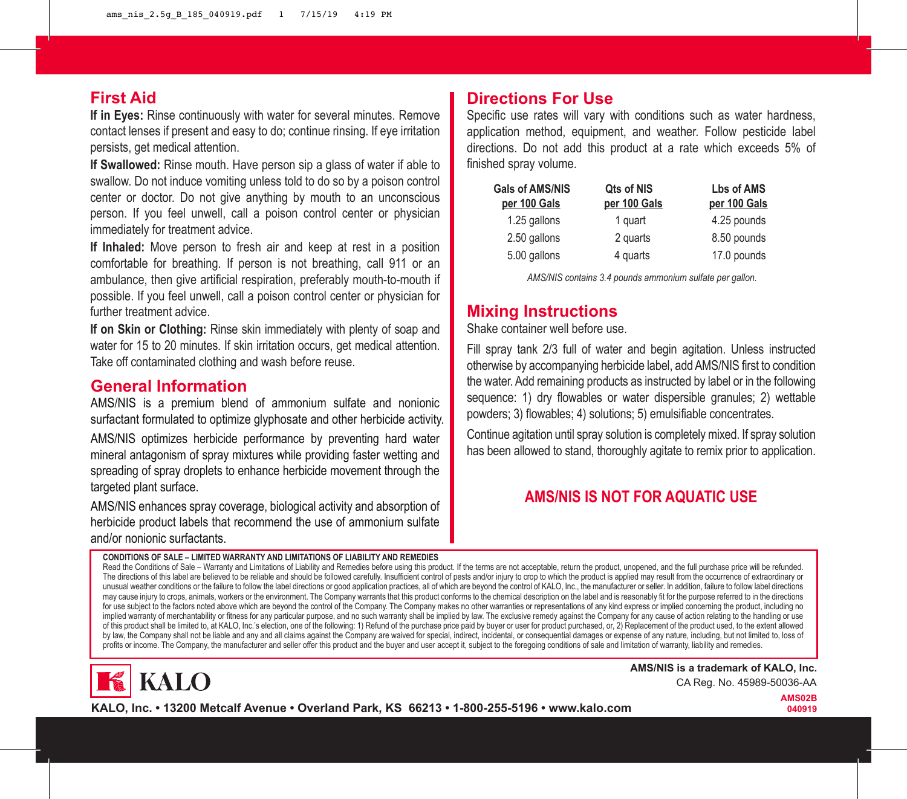## First Aid

**If in Eyes:** Rinse continuously with water for several minutes. Remove contact lenses if present and easy to do; continue rinsing. If eye irritation persists, get medical attention.

**If Swallowed:** Rinse mouth. Have person sip a glass of water if able to swallow. Do not induce vomiting unless told to do so by a poison control center or doctor. Do not give anything by mouth to an unconscious person. If you feel unwell, call a poison control center or physician immediately for treatment advice.

**If Inhaled:** Move person to fresh air and keep at rest in a position comfortable for breathing. If person is not breathing, call 911 or an ambulance, then give artificial respiration, preferably mouth-to-mouth if possible. If you feel unwell, call a poison control center or physician for further treatment advice.

**If on Skin or Clothing:** Rinse skin immediately with plenty of soap and water for 15 to 20 minutes. If skin irritation occurs, get medical attention. Take off contaminated clothing and wash before reuse.

## General Information

AMS/NIS is a premium blend of ammonium sulfate and nonionic surfactant formulated to optimize glyphosate and other herbicide activity.

AMS/NIS optimizes herbicide performance by preventing hard water mineral antagonism of spray mixtures while providing faster wetting and spreading of spray droplets to enhance herbicide movement through the targeted plant surface.

AMS/NIS enhances spray coverage, biological activity and absorption of herbicide product labels that recommend the use of ammonium sulfate and/or nonionic surfactants.

## Directions For Use

Specific use rates will vary with conditions such as water hardness, application method, equipment, and weather. Follow pesticide label directions. Do not add this product at a rate which exceeds 5% of finished spray volume.

| Gals of AMS/NIS per 100 Gals | Qts of NIS per 100 Gals | Lbs of AMS per 100 Gals |
|---|---|---|
| 1.25 gallons | 1 quart | 4.25 pounds |
| 2.50 gallons | 2 quarts | 8.50 pounds |
| 5.00 gallons | 4 quarts | 17.0 pounds |

*AMS/NIS contains 3.4 pounds ammonium sulfate per gallon.*

## Mixing Instructions

Shake container well before use.

Fill spray tank 2/3 full of water and begin agitation. Unless instructed otherwise by accompanying herbicide label, add AMS/NIS first to condition the water. Add remaining products as instructed by label or in the following sequence: 1) dry flowables or water dispersible granules; 2) wettable powders; 3) flowables; 4) solutions; 5) emulsifiable concentrates.

Continue agitation until spray solution is completely mixed. If spray solution has been allowed to stand, thoroughly agitate to remix prior to application.

**AMS/NIS IS NOT FOR AQUATIC USE**

**CONDITIONS OF SALE – LIMITED WARRANTY AND LIMITATIONS OF LIABILITY AND REMEDIES**

Read the Conditions of Sale – Warranty and Limitations of Liability and Remedies before using this product. If the terms are not acceptable, return the product, unopened, and the full purchase price will be refunded. The directions of this label are believed to be reliable and should be followed carefully. Insufficient control of pests and/or injury to crop to which the product is applied may result from the occurrence of extraordinary or unusual weather conditions or the failure to follow the label directions or good application practices, all of which are beyond the control of KALO, Inc., the manufacturer or seller. In addition, failure to follow label directions may cause injury to crops, animals, workers or the environment. The Company warrants that this product conforms to the chemical description on the label and is reasonably fit for the purpose referred to in the directions for use subject to the factors noted above which are beyond the control of the Company. The Company makes no other warranties or representations of any kind express or implied concerning the product, including no implied warranty of merchantability or fitness for any particular purpose, and no such warranty shall be implied by law. The exclusive remedy against the Company for any cause of action relating to the handling or use of this product shall be limited to, at KALO, Inc.'s election, one of the following: 1) Refund of the purchase price paid by buyer or user for product purchased, or, 2) Replacement of the product used, to the extent allowed by law, the Company shall not be liable and any and all claims against the Company are waived for special, indirect, incidental, or consequential damages or expense of any nature, including, but not limited to, loss of profits or income. The Company, the manufacturer and seller offer this product and the buyer and user accept it, subject to the foregoing conditions of sale and limitation of warranty, liability and remedies.

KALO

**AMS/NIS is a trademark of KALO, Inc.**

CA Reg. No. 45989-50036-AA

**KALO, Inc. • 13200 Metcalf Avenue • Overland Park, KS 66213 • 1-800-255-5196 • www.kalo.com**

**AMS02B**
**040919**